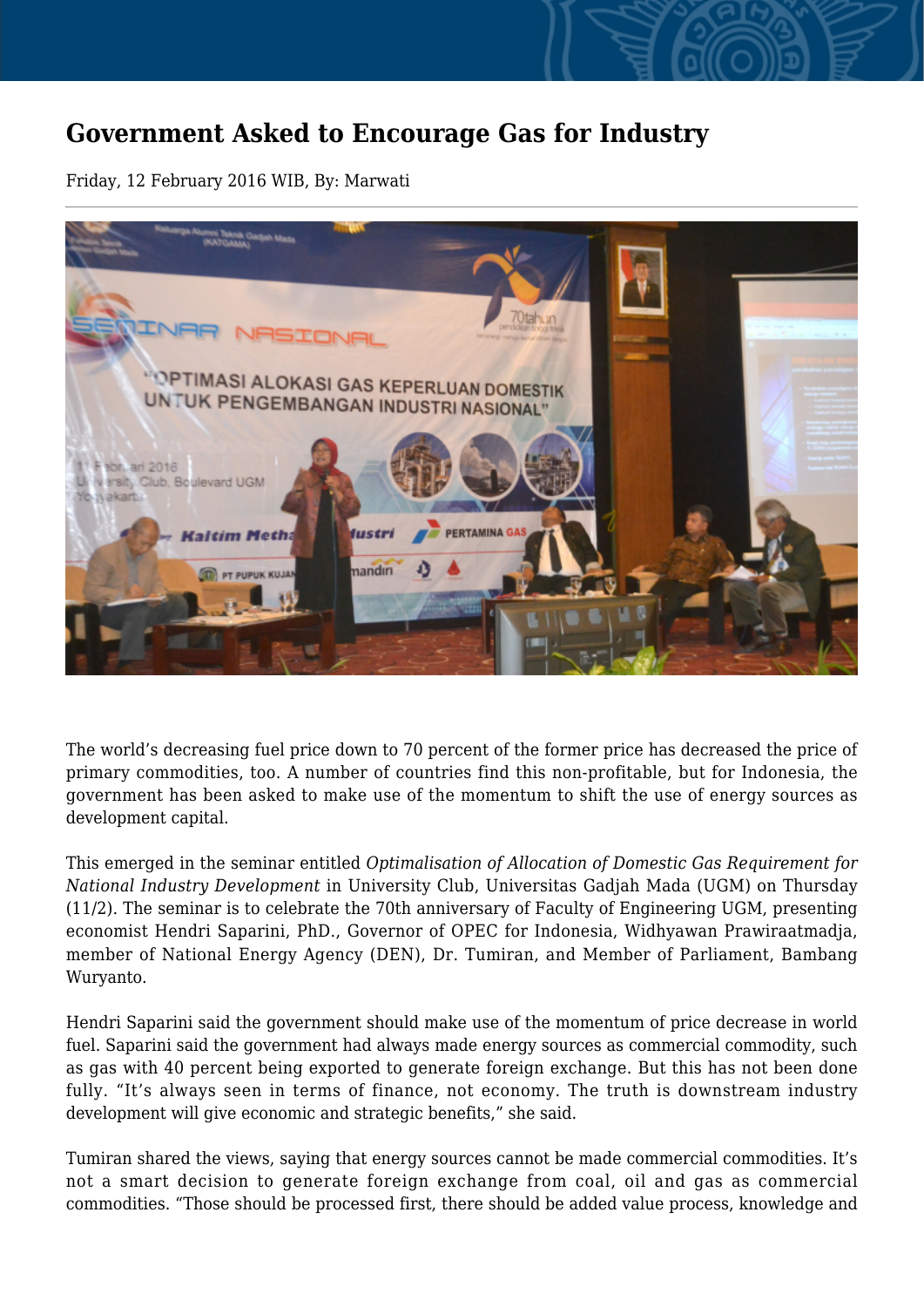# Government Asked to Encourage Gas for Industry

Friday, 12 February 2016 WIB, By: Marwati

---

The world's decreasing fuel price down to 70 percent of the former price has decreased the price of primary commodities, too. A number of countries find this non-profitable, but for Indonesia, the government has been asked to make use of the momentum to shift the use of energy sources as development capital.

This emerged in the seminar entitled *Optimalisation of Allocation of Domestic Gas Requirement for National Industry Development* in University Club, Universitas Gadjah Mada (UGM) on Thursday (11/2). The seminar is to celebrate the 70th anniversary of Faculty of Engineering UGM, presenting economist Hendri Saparini, PhD., Governor of OPEC for Indonesia, Widhyawan Prawiraatmadja, member of National Energy Agency (DEN), Dr. Tumiran, and Member of Parliament, Bambang Wuryanto.

Hendri Saparini said the government should make use of the momentum of price decrease in world fuel. Saparini said the government had always made energy sources as commercial commodity, such as gas with 40 percent being exported to generate foreign exchange. But this has not been done fully. "It's always seen in terms of finance, not economy. The truth is downstream industry development will give economic and strategic benefits," she said.

Tumiran shared the views, saying that energy sources cannot be made commercial commodities. It's not a smart decision to generate foreign exchange from coal, oil and gas as commercial commodities. "Those should be processed first, there should be added value process, knowledge and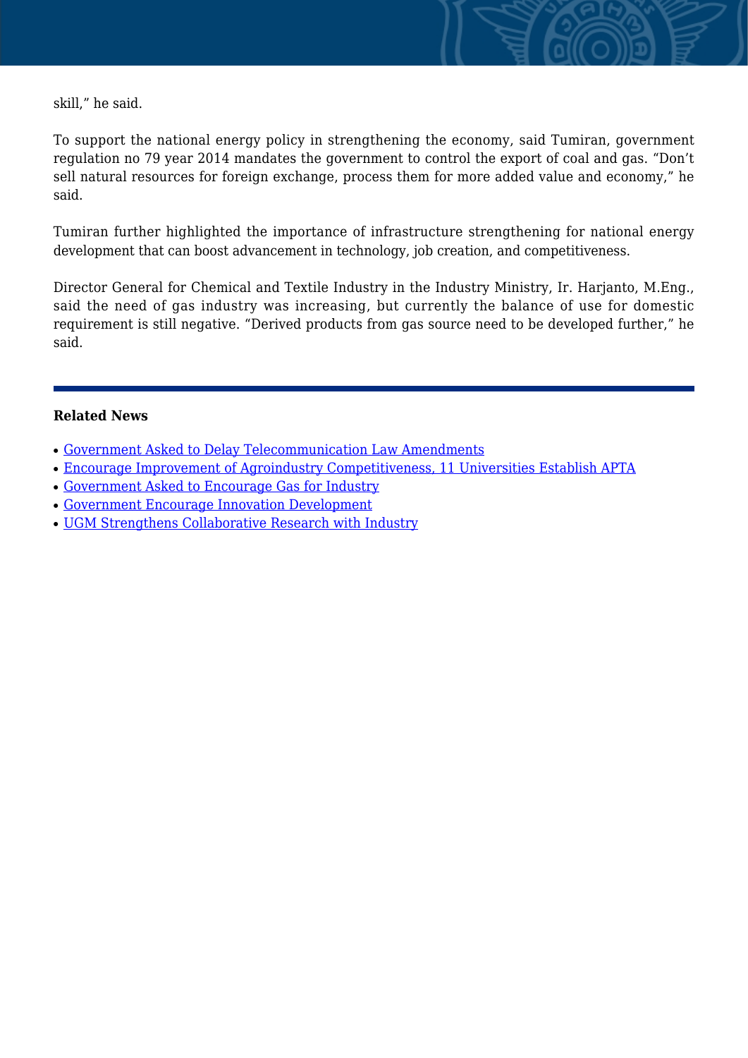skill," he said.

To support the national energy policy in strengthening the economy, said Tumiran, government regulation no 79 year 2014 mandates the government to control the export of coal and gas. "Don't sell natural resources for foreign exchange, process them for more added value and economy," he said.

Tumiran further highlighted the importance of infrastructure strengthening for national energy development that can boost advancement in technology, job creation, and competitiveness.

Director General for Chemical and Textile Industry in the Industry Ministry, Ir. Harjanto, M.Eng., said the need of gas industry was increasing, but currently the balance of use for domestic requirement is still negative. "Derived products from gas source need to be developed further," he said.

---

**Related News**

- Government Asked to Delay Telecommunication Law Amendments
- Encourage Improvement of Agroindustry Competitiveness, 11 Universities Establish APTA
- Government Asked to Encourage Gas for Industry
- Government Encourage Innovation Development
- UGM Strengthens Collaborative Research with Industry